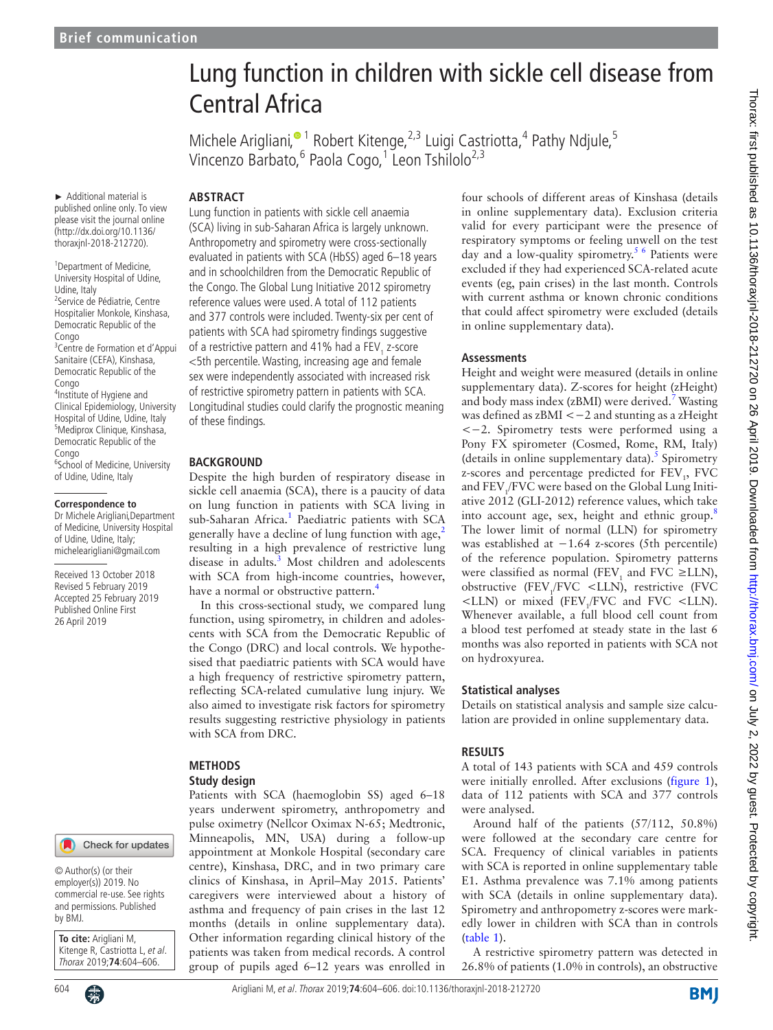Brief communication

# Lung function in children with sickle cell disease from Central Africa

Michele Arigliani,[1] Robert Kitenge,[2,3] Luigi Castriotta,[4] Pathy Ndjule,[5] Vincenzo Barbato,[6] Paola Cogo,[1] Leon Tshilolo[2,3]

► Additional material is published online only. To view please visit the journal online (http://dx.doi.org/10.1136/thoraxjnl-2018-212720).

[1]Department of Medicine, University Hospital of Udine, Udine, Italy
[2]Service de Pédiatrie, Centre Hospitalier Monkole, Kinshasa, Democratic Republic of the Congo
[3]Centre de Formation et d'Appui Sanitaire (CEFA), Kinshasa, Democratic Republic of the Congo
[4]Institute of Hygiene and Clinical Epidemiology, University Hospital of Udine, Udine, Italy
[5]Mediprox Clinique, Kinshasa, Democratic Republic of the Congo
[6]School of Medicine, University of Udine, Udine, Italy

**Correspondence to**
Dr Michele Arigliani,Department of Medicine, University Hospital of Udine, Udine, Italy; michelearigliani@gmail.com

Received 13 October 2018
Revised 5 February 2019
Accepted 25 February 2019
Published Online First 26 April 2019

© Author(s) (or their employer(s)) 2019. No commercial re-use. See rights and permissions. Published by BMJ.

**To cite:** Arigliani M, Kitenge R, Castriotta L, *et al*. *Thorax* 2019;**74**:604–606.

## ABSTRACT

Lung function in patients with sickle cell anaemia (SCA) living in sub-Saharan Africa is largely unknown. Anthropometry and spirometry were cross-sectionally evaluated in patients with SCA (HbSS) aged 6–18 years and in schoolchildren from the Democratic Republic of the Congo. The Global Lung Initiative 2012 spirometry reference values were used. A total of 112 patients and 377 controls were included. Twenty-six per cent of patients with SCA had spirometry findings suggestive of a restrictive pattern and 41% had a $FEV_1$ z-score <5th percentile. Wasting, increasing age and female sex were independently associated with increased risk of restrictive spirometry pattern in patients with SCA. Longitudinal studies could clarify the prognostic meaning of these findings.

## BACKGROUND

Despite the high burden of respiratory disease in sickle cell anaemia (SCA), there is a paucity of data on lung function in patients with SCA living in sub-Saharan Africa.[1] Paediatric patients with SCA generally have a decline of lung function with age,[2] resulting in a high prevalence of restrictive lung disease in adults.[3] Most children and adolescents with SCA from high-income countries, however, have a normal or obstructive pattern.[4]

In this cross-sectional study, we compared lung function, using spirometry, in children and adolescents with SCA from the Democratic Republic of the Congo (DRC) and local controls. We hypothesised that paediatric patients with SCA would have a high frequency of restrictive spirometry pattern, reflecting SCA-related cumulative lung injury. We also aimed to investigate risk factors for spirometry results suggesting restrictive physiology in patients with SCA from DRC.

## METHODS

### Study design

Patients with SCA (haemoglobin SS) aged 6–18 years underwent spirometry, anthropometry and pulse oximetry (Nellcor Oximax N-65; Medtronic, Minneapolis, MN, USA) during a follow-up appointment at Monkole Hospital (secondary care centre), Kinshasa, DRC, and in two primary care clinics of Kinshasa, in April–May 2015. Patients' caregivers were interviewed about a history of asthma and frequency of pain crises in the last 12 months (details in online supplementary data). Other information regarding clinical history of the patients was taken from medical records. A control group of pupils aged 6–12 years was enrolled in four schools of different areas of Kinshasa (details in online supplementary data). Exclusion criteria valid for every participant were the presence of respiratory symptoms or feeling unwell on the test day and a low-quality spirometry.[5,6] Patients were excluded if they had experienced SCA-related acute events (eg, pain crises) in the last month. Controls with current asthma or known chronic conditions that could affect spirometry were excluded (details in online supplementary data).

### Assessments

Height and weight were measured (details in online supplementary data). Z-scores for height (zHeight) and body mass index (zBMI) were derived.[7] Wasting was defined as zBMI $<-2$ and stunting as a zHeight $<-2$. Spirometry tests were performed using a Pony FX spirometer (Cosmed, Rome, RM, Italy) (details in online supplementary data).[5] Spirometry z-scores and percentage predicted for $FEV_1$, FVC and $FEV_1$/FVC were based on the Global Lung Initiative 2012 (GLI-2012) reference values, which take into account age, sex, height and ethnic group.[8] The lower limit of normal (LLN) for spirometry was established at −1.64 z-scores (5th percentile) of the reference population. Spirometry patterns were classified as normal ($FEV_1$ and FVC ≥LLN), obstructive ($FEV_1$/FVC <LLN), restrictive (FVC <LLN) or mixed ($FEV_1$/FVC and FVC <LLN). Whenever available, a full blood cell count from a blood test perfomed at steady state in the last 6 months was also reported in patients with SCA not on hydroxyurea.

### Statistical analyses

Details on statistical analysis and sample size calculation are provided in online supplementary data.

## RESULTS

A total of 143 patients with SCA and 459 controls were initially enrolled. After exclusions (figure 1), data of 112 patients with SCA and 377 controls were analysed.

Around half of the patients (57/112, 50.8%) were followed at the secondary care centre for SCA. Frequency of clinical variables in patients with SCA is reported in online supplementary table E1. Asthma prevalence was 7.1% among patients with SCA (details in online supplementary data). Spirometry and anthropometry z-scores were markedly lower in children with SCA than in controls (table 1).

A restrictive spirometry pattern was detected in 26.8% of patients (1.0% in controls), an obstructive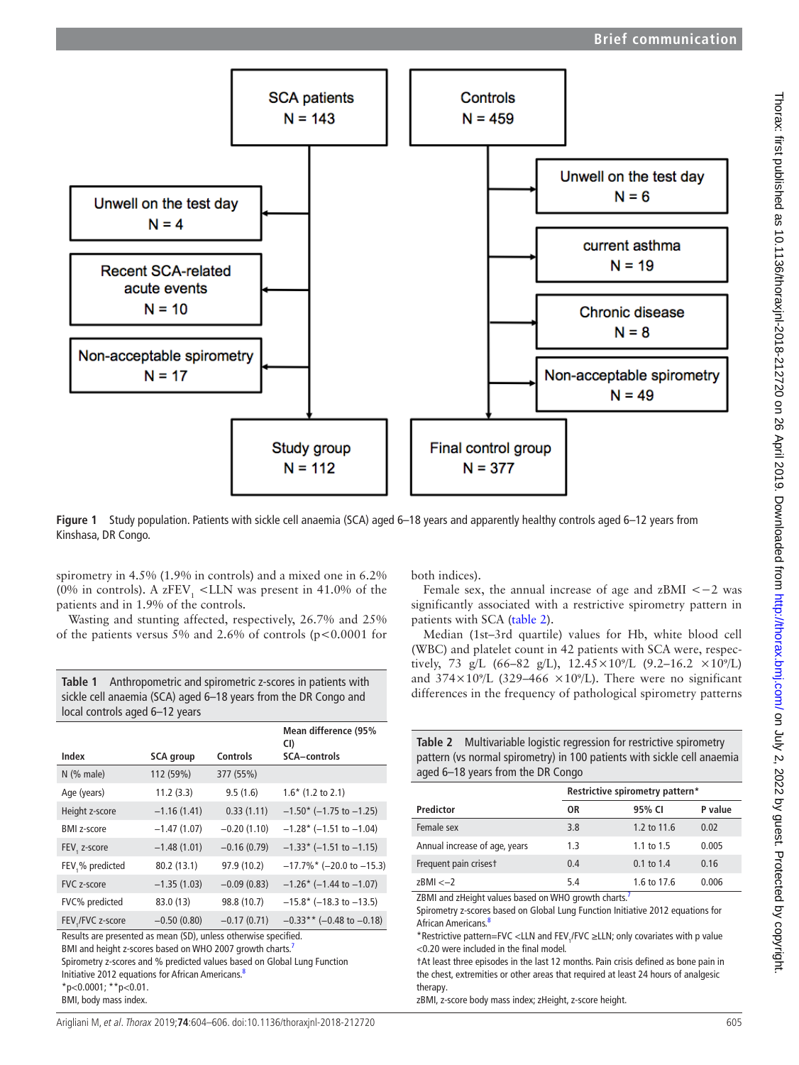Figure 1 Study population. Patients with sickle cell anaemia (SCA) aged 6–18 years and apparently healthy controls aged 6–12 years from Kinshasa, DR Congo.

spirometry in 4.5% (1.9% in controls) and a mixed one in 6.2% (0% in controls). A $zFEV_1$ <LLN was present in 41.0% of the patients and in 1.9% of the controls.

Wasting and stunting affected, respectively, 26.7% and 25% of the patients versus 5% and 2.6% of controls ($p<0.0001$ for both indices).

Female sex, the annual increase of age and zBMI <−2 was significantly associated with a restrictive spirometry pattern in patients with SCA (table 2).

Median (1st–3rd quartile) values for Hb, white blood cell (WBC) and platelet count in 42 patients with SCA were, respectively, 73 g/L (66–82 g/L), $12.45\times10^9$/L (9.2–16.2 $\times10^9$/L) and $374\times10^9$/L (329–466 $\times10^9$/L). There were no significant differences in the frequency of pathological spirometry patterns

**Table 1** Anthropometric and spirometric z-scores in patients with sickle cell anaemia (SCA) aged 6–18 years from the DR Congo and local controls aged 6–12 years

| Index | SCA group | Controls | Mean difference (95% CI) SCA–controls |
|---|---|---|---|
| N (% male) | 112 (59%) | 377 (55%) | |
| Age (years) | 11.2 (3.3) | 9.5 (1.6) | 1.6* (1.2 to 2.1) |
| Height z-score | −1.16 (1.41) | 0.33 (1.11) | −1.50* (−1.75 to −1.25) |
| BMI z-score | −1.47 (1.07) | −0.20 (1.10) | −1.28* (−1.51 to −1.04) |
| $FEV_1$ z-score | −1.48 (1.01) | −0.16 (0.79) | −1.33* (−1.51 to −1.15) |
| $FEV_1$% predicted | 80.2 (13.1) | 97.9 (10.2) | −17.7%* (−20.0 to −15.3) |
| FVC z-score | −1.35 (1.03) | −0.09 (0.83) | −1.26* (−1.44 to −1.07) |
| FVC% predicted | 83.0 (13) | 98.8 (10.7) | −15.8* (−18.3 to −13.5) |
| $FEV_1$/FVC z-score | −0.50 (0.80) | −0.17 (0.71) | −0.33** (−0.48 to −0.18) |

Results are presented as mean (SD), unless otherwise specified.
BMI and height z-scores based on WHO 2007 growth charts.[7]
Spirometry z-scores and % predicted values based on Global Lung Function Initiative 2012 equations for African Americans.[8]
*$p<0.0001$; **$p<0.01$.
BMI, body mass index.

**Table 2** Multivariable logistic regression for restrictive spirometry pattern (vs normal spirometry) in 100 patients with sickle cell anaemia aged 6–18 years from the DR Congo

| | Restrictive spirometry pattern* | | |
|---|---|---|---|
| Predictor | OR | 95% CI | P value |
| Female sex | 3.8 | 1.2 to 11.6 | 0.02 |
| Annual increase of age, years | 1.3 | 1.1 to 1.5 | 0.005 |
| Frequent pain crises† | 0.4 | 0.1 to 1.4 | 0.16 |
| zBMI <−2 | 5.4 | 1.6 to 17.6 | 0.006 |

ZBMI and zHeight values based on WHO growth charts.[7]
Spirometry z-scores based on Global Lung Function Initiative 2012 equations for African Americans.[8]
*Restrictive pattern=FVC <LLN and $FEV_1$/FVC ≥LLN; only covariates with p value <0.20 were included in the final model.
†At least three episodes in the last 12 months. Pain crisis defined as bone pain in the chest, extremities or other areas that required at least 24 hours of analgesic therapy.
zBMI, z-score body mass index; zHeight, z-score height.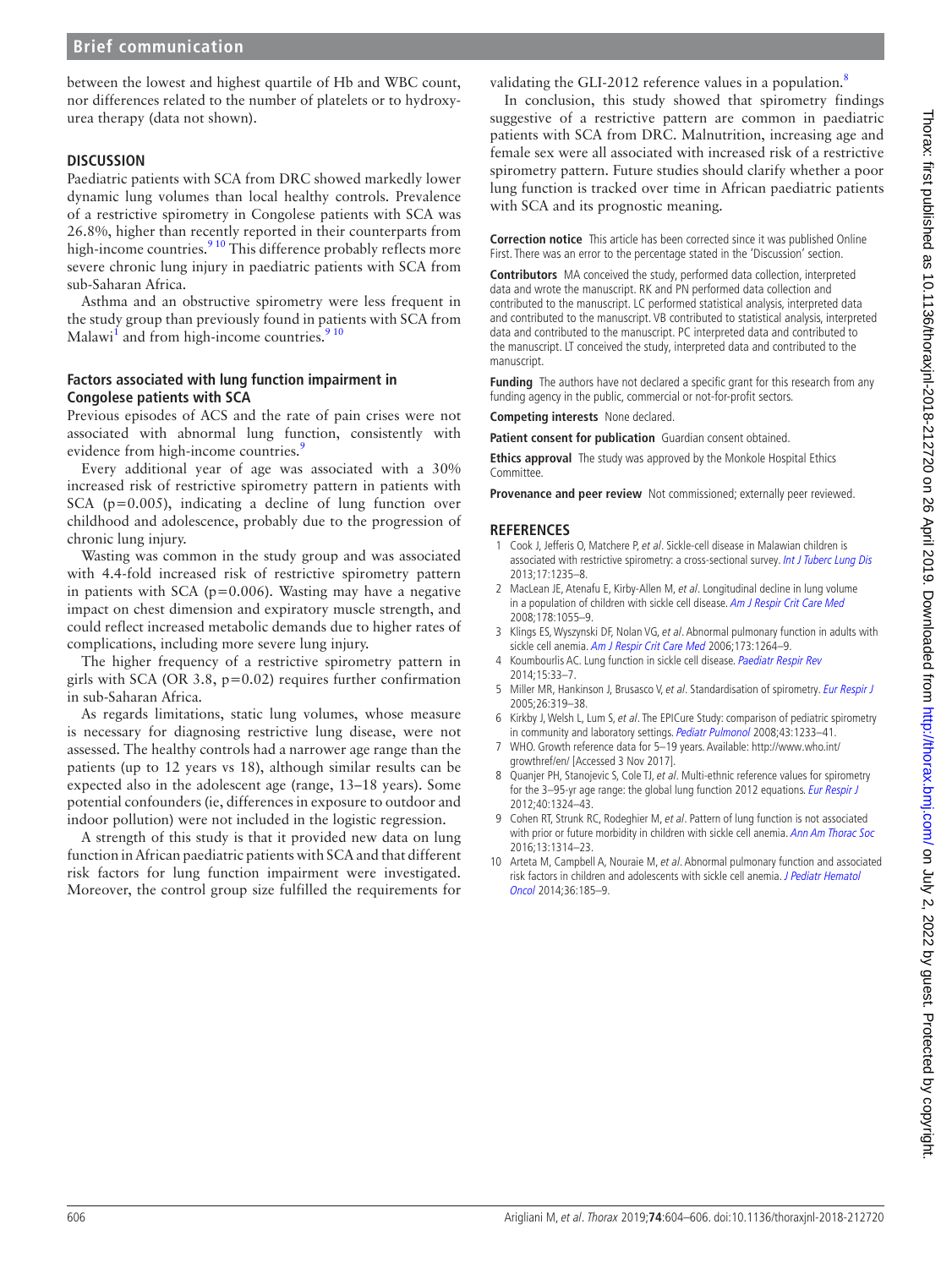between the lowest and highest quartile of Hb and WBC count, nor differences related to the number of platelets or to hydroxyurea therapy (data not shown).

## DISCUSSION

Paediatric patients with SCA from DRC showed markedly lower dynamic lung volumes than local healthy controls. Prevalence of a restrictive spirometry in Congolese patients with SCA was 26.8%, higher than recently reported in their counterparts from high-income countries.[9,10] This difference probably reflects more severe chronic lung injury in paediatric patients with SCA from sub-Saharan Africa.

Asthma and an obstructive spirometry were less frequent in the study group than previously found in patients with SCA from Malawi[1] and from high-income countries.[9,10]

### Factors associated with lung function impairment in Congolese patients with SCA

Previous episodes of ACS and the rate of pain crises were not associated with abnormal lung function, consistently with evidence from high-income countries.[9]

Every additional year of age was associated with a 30% increased risk of restrictive spirometry pattern in patients with SCA (p=0.005), indicating a decline of lung function over childhood and adolescence, probably due to the progression of chronic lung injury.

Wasting was common in the study group and was associated with 4.4-fold increased risk of restrictive spirometry pattern in patients with SCA (p=0.006). Wasting may have a negative impact on chest dimension and expiratory muscle strength, and could reflect increased metabolic demands due to higher rates of complications, including more severe lung injury.

The higher frequency of a restrictive spirometry pattern in girls with SCA (OR 3.8, p=0.02) requires further confirmation in sub-Saharan Africa.

As regards limitations, static lung volumes, whose measure is necessary for diagnosing restrictive lung disease, were not assessed. The healthy controls had a narrower age range than the patients (up to 12 years vs 18), although similar results can be expected also in the adolescent age (range, 13–18 years). Some potential confounders (ie, differences in exposure to outdoor and indoor pollution) were not included in the logistic regression.

A strength of this study is that it provided new data on lung function in African paediatric patients with SCA and that different risk factors for lung function impairment were investigated. Moreover, the control group size fulfilled the requirements for validating the GLI-2012 reference values in a population.[8]

In conclusion, this study showed that spirometry findings suggestive of a restrictive pattern are common in paediatric patients with SCA from DRC. Malnutrition, increasing age and female sex were all associated with increased risk of a restrictive spirometry pattern. Future studies should clarify whether a poor lung function is tracked over time in African paediatric patients with SCA and its prognostic meaning.

**Correction notice** This article has been corrected since it was published Online First. There was an error to the percentage stated in the 'Discussion' section.

**Contributors** MA conceived the study, performed data collection, interpreted data and wrote the manuscript. RK and PN performed data collection and contributed to the manuscript. LC performed statistical analysis, interpreted data and contributed to the manuscript. VB contributed to statistical analysis, interpreted data and contributed to the manuscript. PC interpreted data and contributed to the manuscript. LT conceived the study, interpreted data and contributed to the manuscript.

**Funding** The authors have not declared a specific grant for this research from any funding agency in the public, commercial or not-for-profit sectors.

**Competing interests** None declared.

**Patient consent for publication** Guardian consent obtained.

**Ethics approval** The study was approved by the Monkole Hospital Ethics Committee.

**Provenance and peer review** Not commissioned; externally peer reviewed.

## REFERENCES

1. Cook J, Jefferis O, Matchere P, *et al*. Sickle-cell disease in Malawian children is associated with restrictive spirometry: a cross-sectional survey. *Int J Tuberc Lung Dis* 2013;17:1235–8.
2. MacLean JE, Atenafu E, Kirby-Allen M, *et al*. Longitudinal decline in lung volume in a population of children with sickle cell disease. *Am J Respir Crit Care Med* 2008;178:1055–9.
3. Klings ES, Wyszynski DF, Nolan VG, *et al*. Abnormal pulmonary function in adults with sickle cell anemia. *Am J Respir Crit Care Med* 2006;173:1264–9.
4. Koumbourlis AC. Lung function in sickle cell disease. *Paediatr Respir Rev* 2014;15:33–7.
5. Miller MR, Hankinson J, Brusasco V, *et al*. Standardisation of spirometry. *Eur Respir J* 2005;26:319–38.
6. Kirkby J, Welsh L, Lum S, *et al*. The EPICure Study: comparison of pediatric spirometry in community and laboratory settings. *Pediatr Pulmonol* 2008;43:1233–41.
7. WHO. Growth reference data for 5–19 years. Available: http://www.who.int/growthref/en/ [Accessed 3 Nov 2017].
8. Quanjer PH, Stanojevic S, Cole TJ, *et al*. Multi-ethnic reference values for spirometry for the 3–95-yr age range: the global lung function 2012 equations. *Eur Respir J* 2012;40:1324–43.
9. Cohen RT, Strunk RC, Rodeghier M, *et al*. Pattern of lung function is not associated with prior or future morbidity in children with sickle cell anemia. *Ann Am Thorac Soc* 2016;13:1314–23.
10. Arteta M, Campbell A, Nouraie M, *et al*. Abnormal pulmonary function and associated risk factors in children and adolescents with sickle cell anemia. *J Pediatr Hematol Oncol* 2014;36:185–9.